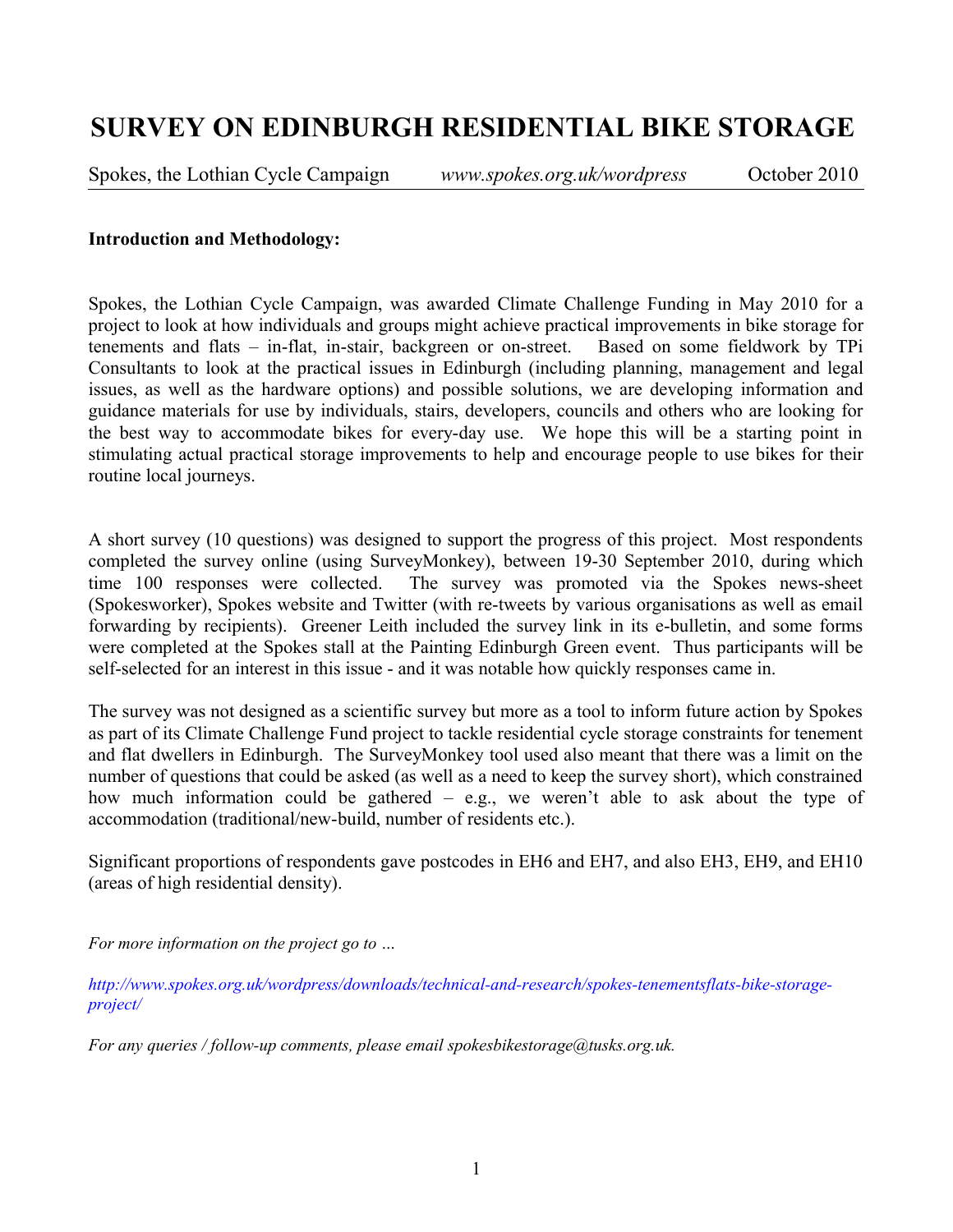# SURVEY ON EDINBURGH RESIDENTIAL BIKE STORAGE

Spokes, the Lothian Cycle Campaign *www.spokes.org.uk/wordpress* October 2010

**Introduction and Methodology:**

Spokes, the Lothian Cycle Campaign, was awarded Climate Challenge Funding in May 2010 for a project to look at how individuals and groups might achieve practical improvements in bike storage for tenements and flats – in-flat, in-stair, backgreen or on-street. Based on some fieldwork by TPi Consultants to look at the practical issues in Edinburgh (including planning, management and legal issues, as well as the hardware options) and possible solutions, we are developing information and guidance materials for use by individuals, stairs, developers, councils and others who are looking for the best way to accommodate bikes for every-day use. We hope this will be a starting point in stimulating actual practical storage improvements to help and encourage people to use bikes for their routine local journeys.

A short survey (10 questions) was designed to support the progress of this project. Most respondents completed the survey online (using SurveyMonkey), between 19-30 September 2010, during which time 100 responses were collected. The survey was promoted via the Spokes news-sheet (Spokesworker), Spokes website and Twitter (with re-tweets by various organisations as well as email forwarding by recipients). Greener Leith included the survey link in its e-bulletin, and some forms were completed at the Spokes stall at the Painting Edinburgh Green event. Thus participants will be self-selected for an interest in this issue - and it was notable how quickly responses came in.

The survey was not designed as a scientific survey but more as a tool to inform future action by Spokes as part of its Climate Challenge Fund project to tackle residential cycle storage constraints for tenement and flat dwellers in Edinburgh. The SurveyMonkey tool used also meant that there was a limit on the number of questions that could be asked (as well as a need to keep the survey short), which constrained how much information could be gathered – e.g., we weren't able to ask about the type of accommodation (traditional/new-build, number of residents etc.).

Significant proportions of respondents gave postcodes in EH6 and EH7, and also EH3, EH9, and EH10 (areas of high residential density).

*For more information on the project go to …*

*http://www.spokes.org.uk/wordpress/downloads/technical-and-research/spokes-tenementsflats-bike-storage-project/*

*For any queries / follow-up comments, please email spokesbikestorage@tusks.org.uk.*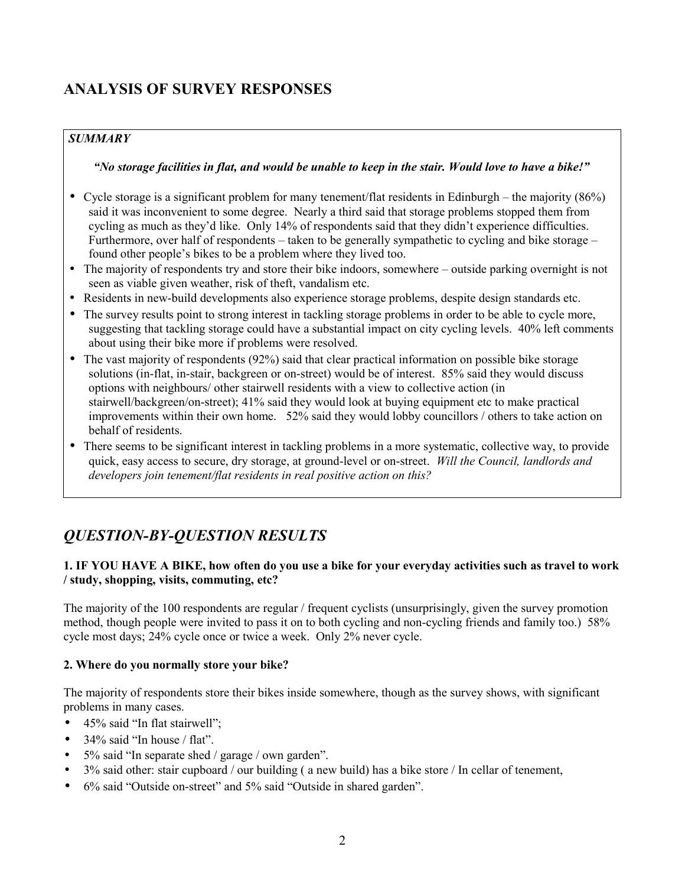## ANALYSIS OF SURVEY RESPONSES

***SUMMARY***

***"No storage facilities in flat, and would be unable to keep in the stair. Would love to have a bike!"***

- Cycle storage is a significant problem for many tenement/flat residents in Edinburgh – the majority (86%) said it was inconvenient to some degree. Nearly a third said that storage problems stopped them from cycling as much as they'd like. Only 14% of respondents said that they didn't experience difficulties. Furthermore, over half of respondents – taken to be generally sympathetic to cycling and bike storage – found other people's bikes to be a problem where they lived too.
- The majority of respondents try and store their bike indoors, somewhere – outside parking overnight is not seen as viable given weather, risk of theft, vandalism etc.
- Residents in new-build developments also experience storage problems, despite design standards etc.
- The survey results point to strong interest in tackling storage problems in order to be able to cycle more, suggesting that tackling storage could have a substantial impact on city cycling levels. 40% left comments about using their bike more if problems were resolved.
- The vast majority of respondents (92%) said that clear practical information on possible bike storage solutions (in-flat, in-stair, backgreen or on-street) would be of interest. 85% said they would discuss options with neighbours/ other stairwell residents with a view to collective action (in stairwell/backgreen/on-street); 41% said they would look at buying equipment etc to make practical improvements within their own home. 52% said they would lobby councillors / others to take action on behalf of residents.
- There seems to be significant interest in tackling problems in a more systematic, collective way, to provide quick, easy access to secure, dry storage, at ground-level or on-street. *Will the Council, landlords and developers join tenement/flat residents in real positive action on this?*

## *QUESTION-BY-QUESTION RESULTS*

**1. IF YOU HAVE A BIKE, how often do you use a bike for your everyday activities such as travel to work / study, shopping, visits, commuting, etc?**

The majority of the 100 respondents are regular / frequent cyclists (unsurprisingly, given the survey promotion method, though people were invited to pass it on to both cycling and non-cycling friends and family too.) 58% cycle most days; 24% cycle once or twice a week. Only 2% never cycle.

**2. Where do you normally store your bike?**

The majority of respondents store their bikes inside somewhere, though as the survey shows, with significant problems in many cases.

- 45% said "In flat stairwell";
- 34% said "In house / flat".
- 5% said "In separate shed / garage / own garden".
- 3% said other: stair cupboard / our building ( a new build) has a bike store / In cellar of tenement,
- 6% said "Outside on-street" and 5% said "Outside in shared garden".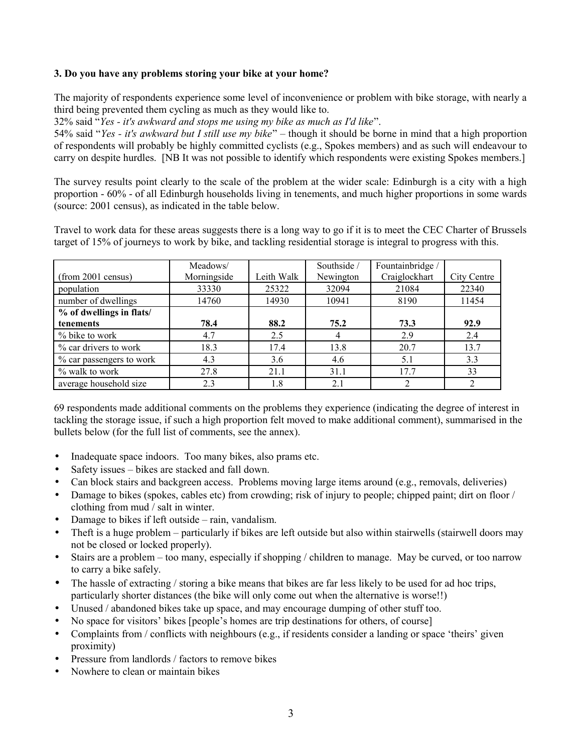**3. Do you have any problems storing your bike at your home?**

The majority of respondents experience some level of inconvenience or problem with bike storage, with nearly a third being prevented them cycling as much as they would like to.

32% said "*Yes - it's awkward and stops me using my bike as much as I'd like*".

54% said "*Yes - it's awkward but I still use my bike*" – though it should be borne in mind that a high proportion of respondents will probably be highly committed cyclists (e.g., Spokes members) and as such will endeavour to carry on despite hurdles. [NB It was not possible to identify which respondents were existing Spokes members.]

The survey results point clearly to the scale of the problem at the wider scale: Edinburgh is a city with a high proportion - 60% - of all Edinburgh households living in tenements, and much higher proportions in some wards (source: 2001 census), as indicated in the table below.

Travel to work data for these areas suggests there is a long way to go if it is to meet the CEC Charter of Brussels target of 15% of journeys to work by bike, and tackling residential storage is integral to progress with this.

| (from 2001 census) | Meadows/ Morningside | Leith Walk | Southside / Newington | Fountainbridge / Craiglockhart | City Centre |
|---|---|---|---|---|---|
| population | 33330 | 25322 | 32094 | 21084 | 22340 |
| number of dwellings | 14760 | 14930 | 10941 | 8190 | 11454 |
| **% of dwellings in flats/ tenements** | **78.4** | **88.2** | **75.2** | **73.3** | **92.9** |
| % bike to work | 4.7 | 2.5 | 4 | 2.9 | 2.4 |
| % car drivers to work | 18.3 | 17.4 | 13.8 | 20.7 | 13.7 |
| % car passengers to work | 4.3 | 3.6 | 4.6 | 5.1 | 3.3 |
| % walk to work | 27.8 | 21.1 | 31.1 | 17.7 | 33 |
| average household size | 2.3 | 1.8 | 2.1 | 2 | 2 |

69 respondents made additional comments on the problems they experience (indicating the degree of interest in tackling the storage issue, if such a high proportion felt moved to make additional comment), summarised in the bullets below (for the full list of comments, see the annex).

- Inadequate space indoors. Too many bikes, also prams etc.
- Safety issues – bikes are stacked and fall down.
- Can block stairs and backgreen access. Problems moving large items around (e.g., removals, deliveries)
- Damage to bikes (spokes, cables etc) from crowding; risk of injury to people; chipped paint; dirt on floor / clothing from mud / salt in winter.
- Damage to bikes if left outside – rain, vandalism.
- Theft is a huge problem – particularly if bikes are left outside but also within stairwells (stairwell doors may not be closed or locked properly).
- Stairs are a problem – too many, especially if shopping / children to manage. May be curved, or too narrow to carry a bike safely.
- The hassle of extracting / storing a bike means that bikes are far less likely to be used for ad hoc trips, particularly shorter distances (the bike will only come out when the alternative is worse!!)
- Unused / abandoned bikes take up space, and may encourage dumping of other stuff too.
- No space for visitors' bikes [people's homes are trip destinations for others, of course]
- Complaints from / conflicts with neighbours (e.g., if residents consider a landing or space 'theirs' given proximity)
- Pressure from landlords / factors to remove bikes
- Nowhere to clean or maintain bikes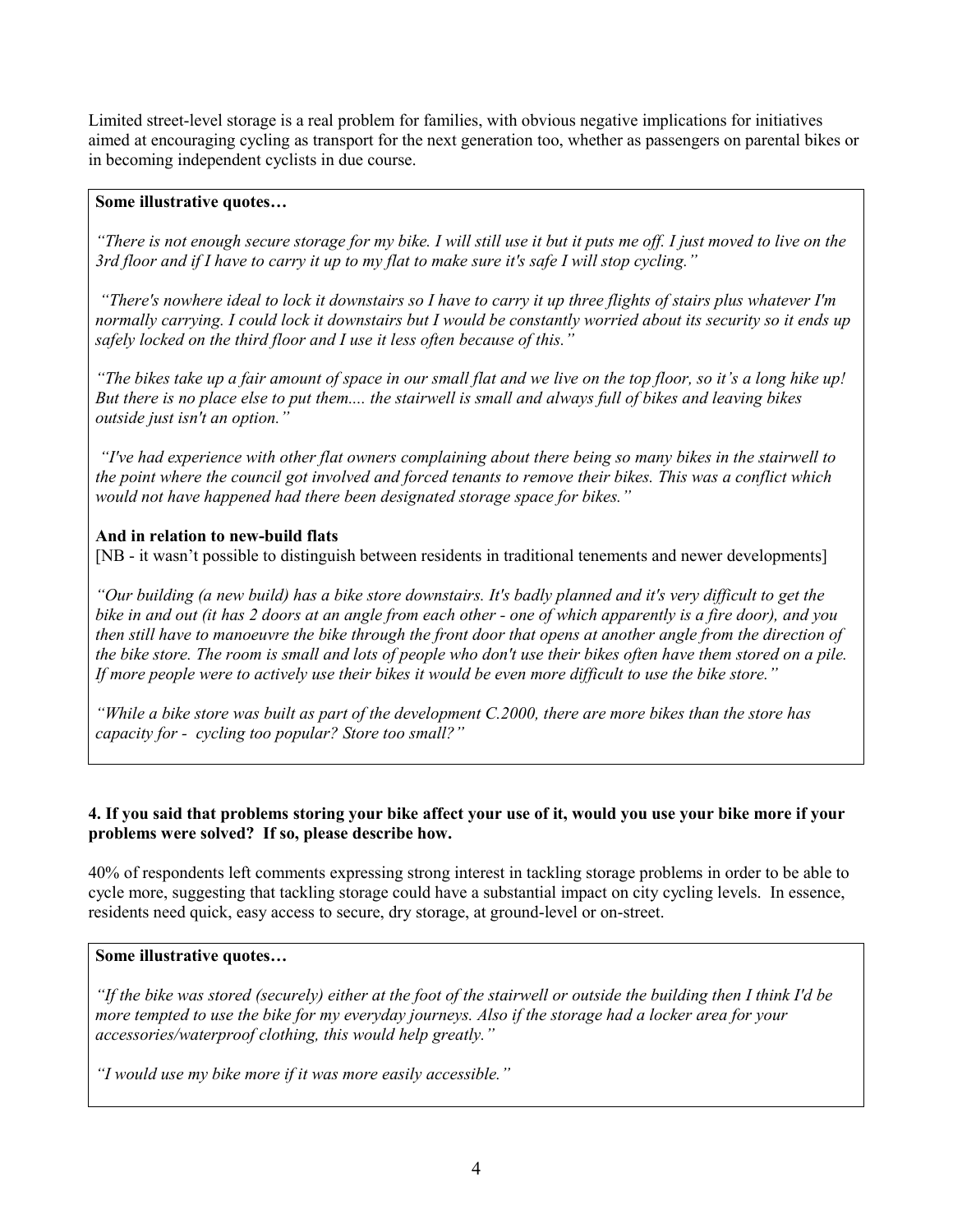Limited street-level storage is a real problem for families, with obvious negative implications for initiatives aimed at encouraging cycling as transport for the next generation too, whether as passengers on parental bikes or in becoming independent cyclists in due course.

**Some illustrative quotes…**

*"There is not enough secure storage for my bike. I will still use it but it puts me off. I just moved to live on the 3rd floor and if I have to carry it up to my flat to make sure it's safe I will stop cycling."*

*"There's nowhere ideal to lock it downstairs so I have to carry it up three flights of stairs plus whatever I'm normally carrying. I could lock it downstairs but I would be constantly worried about its security so it ends up safely locked on the third floor and I use it less often because of this."*

*"The bikes take up a fair amount of space in our small flat and we live on the top floor, so it's a long hike up! But there is no place else to put them.... the stairwell is small and always full of bikes and leaving bikes outside just isn't an option."*

*"I've had experience with other flat owners complaining about there being so many bikes in the stairwell to the point where the council got involved and forced tenants to remove their bikes. This was a conflict which would not have happened had there been designated storage space for bikes."*

**And in relation to new-build flats**

[NB - it wasn't possible to distinguish between residents in traditional tenements and newer developments]

*"Our building (a new build) has a bike store downstairs. It's badly planned and it's very difficult to get the bike in and out (it has 2 doors at an angle from each other - one of which apparently is a fire door), and you then still have to manoeuvre the bike through the front door that opens at another angle from the direction of the bike store. The room is small and lots of people who don't use their bikes often have them stored on a pile. If more people were to actively use their bikes it would be even more difficult to use the bike store."*

*"While a bike store was built as part of the development C.2000, there are more bikes than the store has capacity for - cycling too popular? Store too small?"*

**4. If you said that problems storing your bike affect your use of it, would you use your bike more if your problems were solved? If so, please describe how.**

40% of respondents left comments expressing strong interest in tackling storage problems in order to be able to cycle more, suggesting that tackling storage could have a substantial impact on city cycling levels. In essence, residents need quick, easy access to secure, dry storage, at ground-level or on-street.

**Some illustrative quotes…**

*"If the bike was stored (securely) either at the foot of the stairwell or outside the building then I think I'd be more tempted to use the bike for my everyday journeys. Also if the storage had a locker area for your accessories/waterproof clothing, this would help greatly."*

*"I would use my bike more if it was more easily accessible."*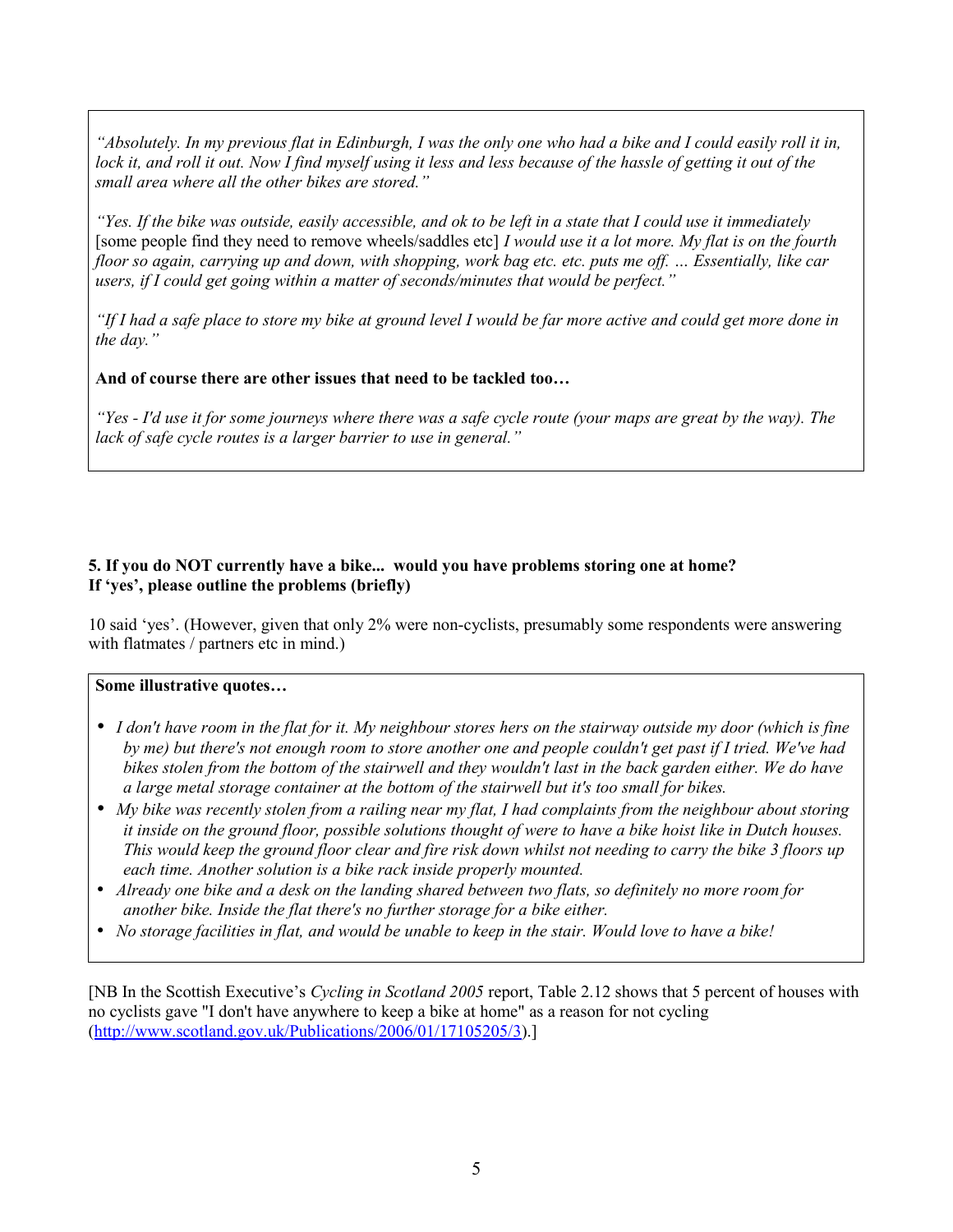*"Absolutely. In my previous flat in Edinburgh, I was the only one who had a bike and I could easily roll it in, lock it, and roll it out. Now I find myself using it less and less because of the hassle of getting it out of the small area where all the other bikes are stored."*

*"Yes. If the bike was outside, easily accessible, and ok to be left in a state that I could use it immediately* [some people find they need to remove wheels/saddles etc] *I would use it a lot more. My flat is on the fourth floor so again, carrying up and down, with shopping, work bag etc. etc. puts me off. … Essentially, like car users, if I could get going within a matter of seconds/minutes that would be perfect."*

*"If I had a safe place to store my bike at ground level I would be far more active and could get more done in the day."*

**And of course there are other issues that need to be tackled too…**

*"Yes - I'd use it for some journeys where there was a safe cycle route (your maps are great by the way). The lack of safe cycle routes is a larger barrier to use in general."*

**5. If you do NOT currently have a bike... would you have problems storing one at home? If 'yes', please outline the problems (briefly)**

10 said 'yes'. (However, given that only 2% were non-cyclists, presumably some respondents were answering with flatmates / partners etc in mind.)

**Some illustrative quotes…**

- *I don't have room in the flat for it. My neighbour stores hers on the stairway outside my door (which is fine by me) but there's not enough room to store another one and people couldn't get past if I tried. We've had bikes stolen from the bottom of the stairwell and they wouldn't last in the back garden either. We do have a large metal storage container at the bottom of the stairwell but it's too small for bikes.*
- *My bike was recently stolen from a railing near my flat, I had complaints from the neighbour about storing it inside on the ground floor, possible solutions thought of were to have a bike hoist like in Dutch houses. This would keep the ground floor clear and fire risk down whilst not needing to carry the bike 3 floors up each time. Another solution is a bike rack inside properly mounted.*
- *Already one bike and a desk on the landing shared between two flats, so definitely no more room for another bike. Inside the flat there's no further storage for a bike either.*
- *No storage facilities in flat, and would be unable to keep in the stair. Would love to have a bike!*

[NB In the Scottish Executive's *Cycling in Scotland 2005* report, Table 2.12 shows that 5 percent of houses with no cyclists gave "I don't have anywhere to keep a bike at home" as a reason for not cycling (http://www.scotland.gov.uk/Publications/2006/01/17105205/3).]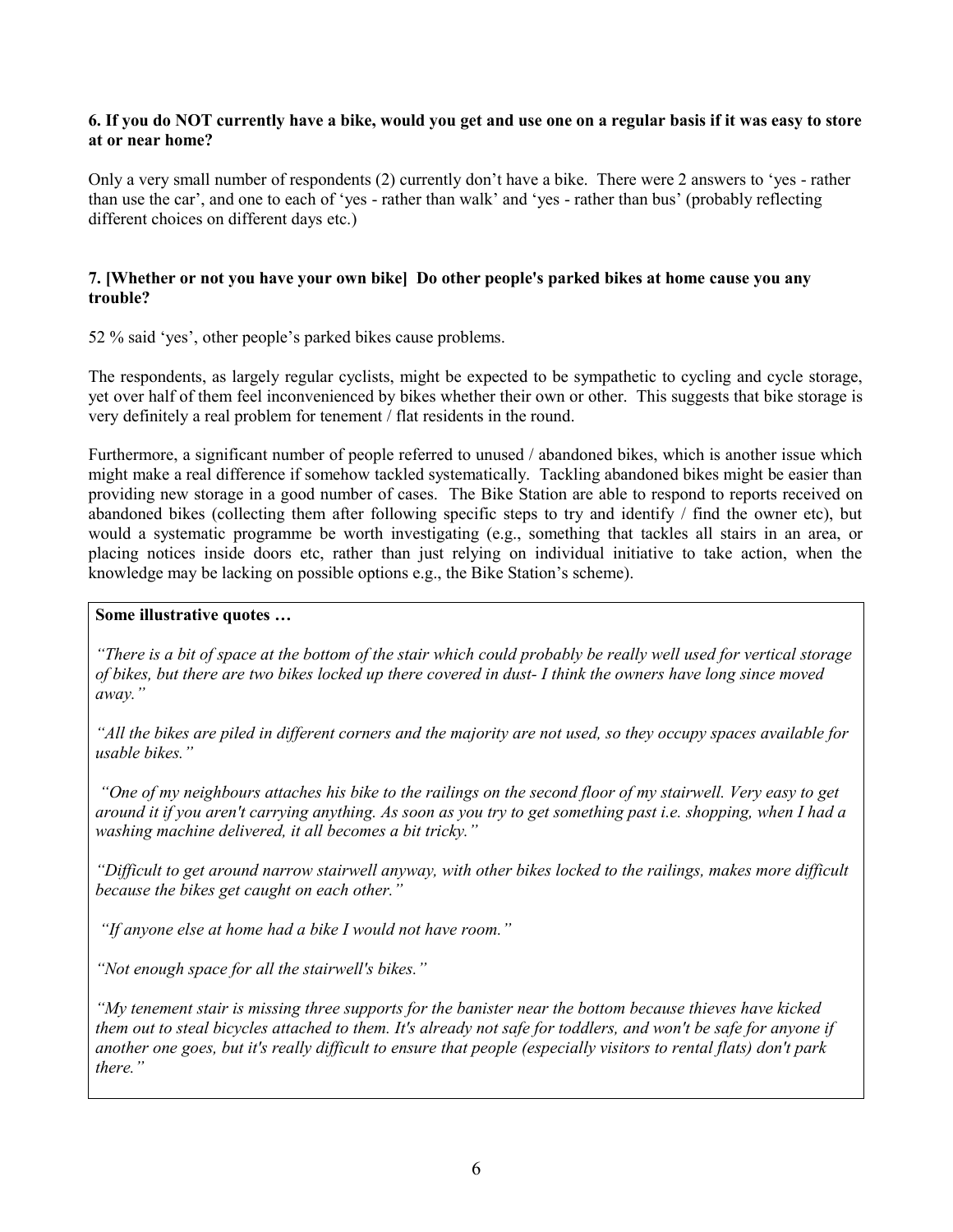**6. If you do NOT currently have a bike, would you get and use one on a regular basis if it was easy to store at or near home?**

Only a very small number of respondents (2) currently don't have a bike. There were 2 answers to 'yes - rather than use the car', and one to each of 'yes - rather than walk' and 'yes - rather than bus' (probably reflecting different choices on different days etc.)

**7. [Whether or not you have your own bike] Do other people's parked bikes at home cause you any trouble?**

52 % said 'yes', other people's parked bikes cause problems.

The respondents, as largely regular cyclists, might be expected to be sympathetic to cycling and cycle storage, yet over half of them feel inconvenienced by bikes whether their own or other. This suggests that bike storage is very definitely a real problem for tenement / flat residents in the round.

Furthermore, a significant number of people referred to unused / abandoned bikes, which is another issue which might make a real difference if somehow tackled systematically. Tackling abandoned bikes might be easier than providing new storage in a good number of cases. The Bike Station are able to respond to reports received on abandoned bikes (collecting them after following specific steps to try and identify / find the owner etc), but would a systematic programme be worth investigating (e.g., something that tackles all stairs in an area, or placing notices inside doors etc, rather than just relying on individual initiative to take action, when the knowledge may be lacking on possible options e.g., the Bike Station's scheme).

**Some illustrative quotes …**

*"There is a bit of space at the bottom of the stair which could probably be really well used for vertical storage of bikes, but there are two bikes locked up there covered in dust- I think the owners have long since moved away."*

*"All the bikes are piled in different corners and the majority are not used, so they occupy spaces available for usable bikes."*

*"One of my neighbours attaches his bike to the railings on the second floor of my stairwell. Very easy to get around it if you aren't carrying anything. As soon as you try to get something past i.e. shopping, when I had a washing machine delivered, it all becomes a bit tricky."*

*"Difficult to get around narrow stairwell anyway, with other bikes locked to the railings, makes more difficult because the bikes get caught on each other."*

*"If anyone else at home had a bike I would not have room."*

*"Not enough space for all the stairwell's bikes."*

*"My tenement stair is missing three supports for the banister near the bottom because thieves have kicked them out to steal bicycles attached to them. It's already not safe for toddlers, and won't be safe for anyone if another one goes, but it's really difficult to ensure that people (especially visitors to rental flats) don't park there."*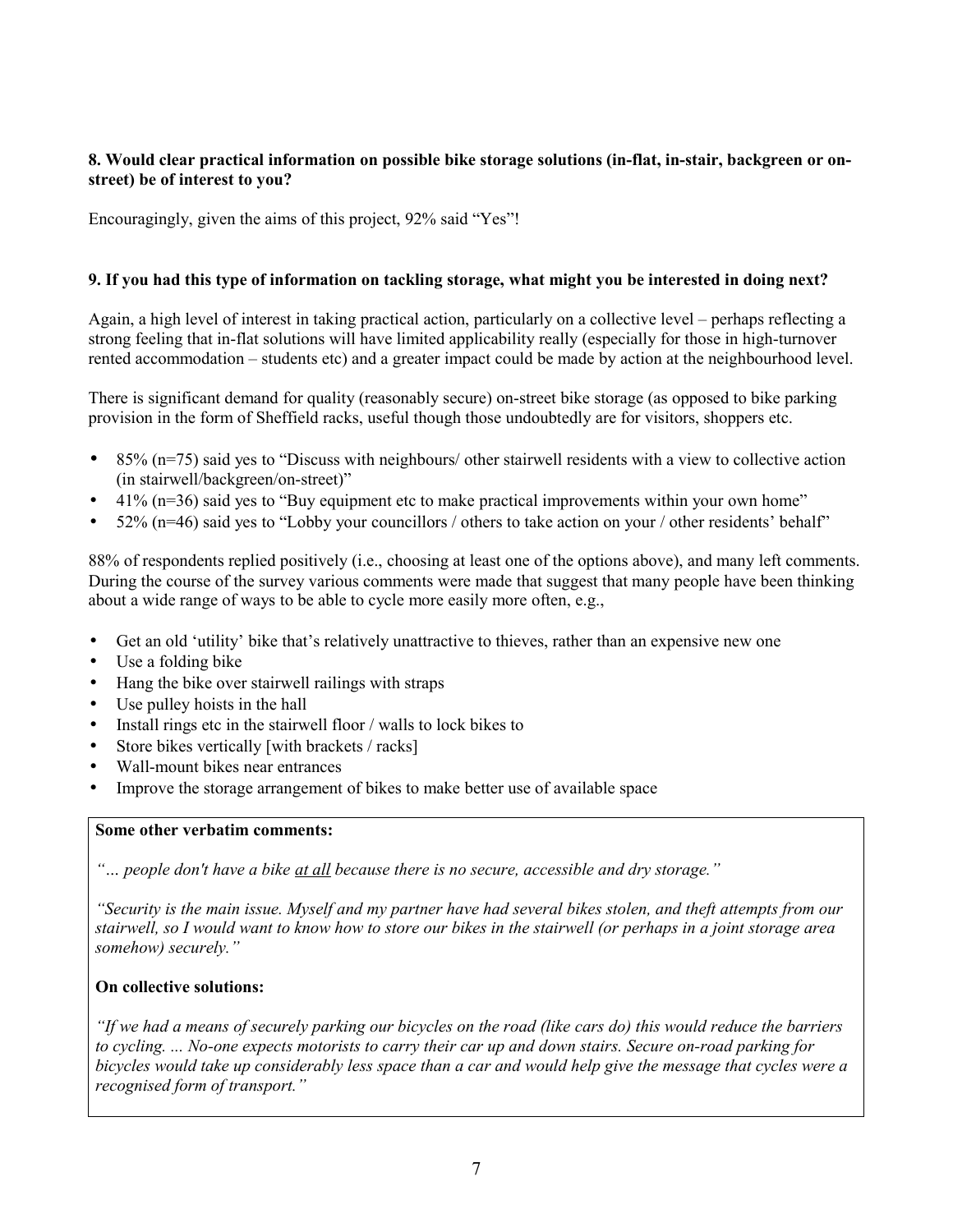**8. Would clear practical information on possible bike storage solutions (in-flat, in-stair, backgreen or on-street) be of interest to you?**

Encouragingly, given the aims of this project, 92% said "Yes"!

**9. If you had this type of information on tackling storage, what might you be interested in doing next?**

Again, a high level of interest in taking practical action, particularly on a collective level – perhaps reflecting a strong feeling that in-flat solutions will have limited applicability really (especially for those in high-turnover rented accommodation – students etc) and a greater impact could be made by action at the neighbourhood level.

There is significant demand for quality (reasonably secure) on-street bike storage (as opposed to bike parking provision in the form of Sheffield racks, useful though those undoubtedly are for visitors, shoppers etc.

- 85% (n=75) said yes to "Discuss with neighbours/ other stairwell residents with a view to collective action (in stairwell/backgreen/on-street)"
- 41% (n=36) said yes to "Buy equipment etc to make practical improvements within your own home"
- 52% (n=46) said yes to "Lobby your councillors / others to take action on your / other residents' behalf"

88% of respondents replied positively (i.e., choosing at least one of the options above), and many left comments. During the course of the survey various comments were made that suggest that many people have been thinking about a wide range of ways to be able to cycle more easily more often, e.g.,

- Get an old 'utility' bike that's relatively unattractive to thieves, rather than an expensive new one
- Use a folding bike
- Hang the bike over stairwell railings with straps
- Use pulley hoists in the hall
- Install rings etc in the stairwell floor / walls to lock bikes to
- Store bikes vertically [with brackets / racks]
- Wall-mount bikes near entrances
- Improve the storage arrangement of bikes to make better use of available space

**Some other verbatim comments:**

*"… people don't have a bike at all because there is no secure, accessible and dry storage."*

*"Security is the main issue. Myself and my partner have had several bikes stolen, and theft attempts from our stairwell, so I would want to know how to store our bikes in the stairwell (or perhaps in a joint storage area somehow) securely."*

**On collective solutions:**

*"If we had a means of securely parking our bicycles on the road (like cars do) this would reduce the barriers to cycling. ... No-one expects motorists to carry their car up and down stairs. Secure on-road parking for bicycles would take up considerably less space than a car and would help give the message that cycles were a recognised form of transport."*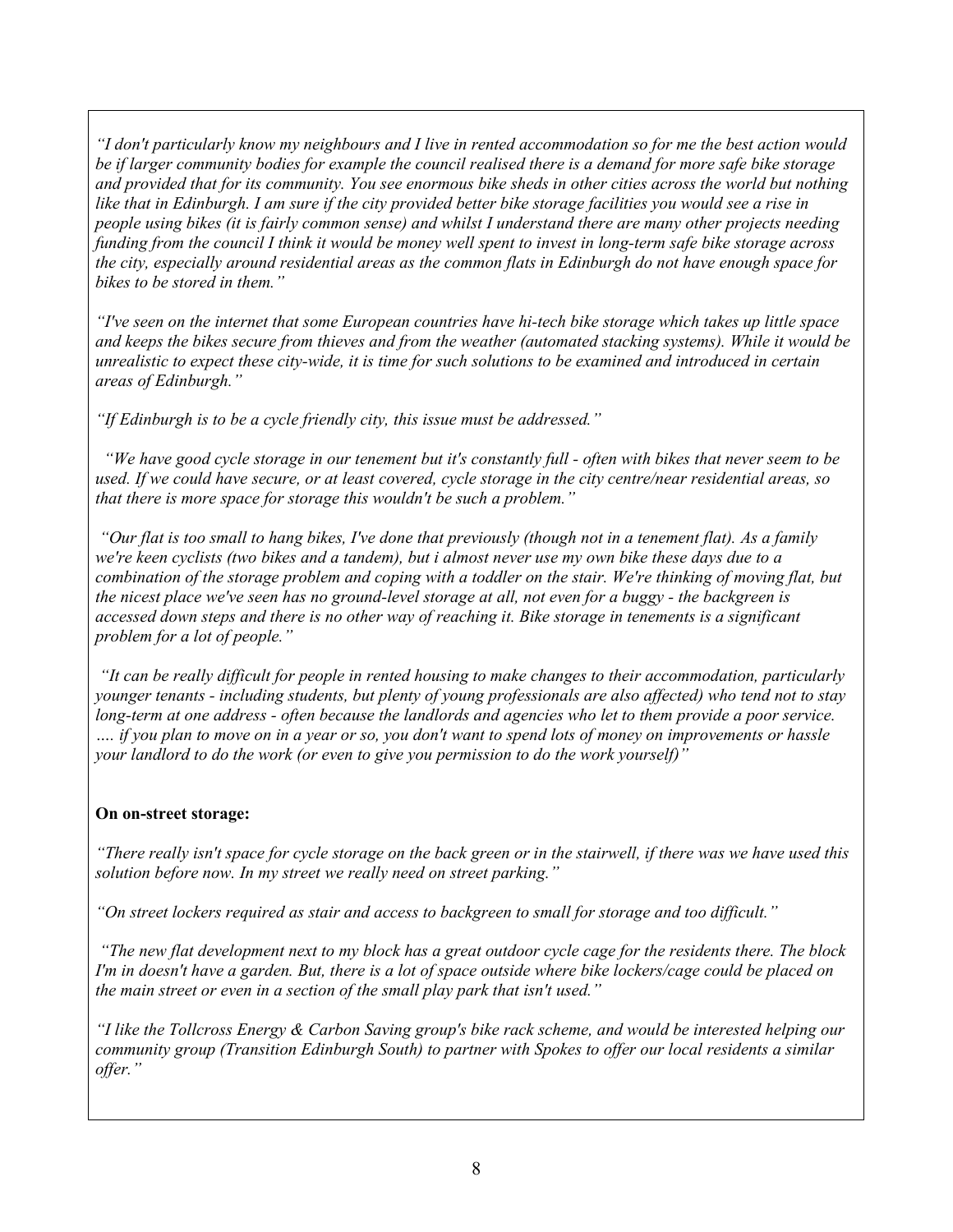*"I don't particularly know my neighbours and I live in rented accommodation so for me the best action would be if larger community bodies for example the council realised there is a demand for more safe bike storage and provided that for its community. You see enormous bike sheds in other cities across the world but nothing like that in Edinburgh. I am sure if the city provided better bike storage facilities you would see a rise in people using bikes (it is fairly common sense) and whilst I understand there are many other projects needing funding from the council I think it would be money well spent to invest in long-term safe bike storage across the city, especially around residential areas as the common flats in Edinburgh do not have enough space for bikes to be stored in them."*

*"I've seen on the internet that some European countries have hi-tech bike storage which takes up little space and keeps the bikes secure from thieves and from the weather (automated stacking systems). While it would be unrealistic to expect these city-wide, it is time for such solutions to be examined and introduced in certain areas of Edinburgh."*

*"If Edinburgh is to be a cycle friendly city, this issue must be addressed."*

*"We have good cycle storage in our tenement but it's constantly full - often with bikes that never seem to be used. If we could have secure, or at least covered, cycle storage in the city centre/near residential areas, so that there is more space for storage this wouldn't be such a problem."*

*"Our flat is too small to hang bikes, I've done that previously (though not in a tenement flat). As a family we're keen cyclists (two bikes and a tandem), but i almost never use my own bike these days due to a combination of the storage problem and coping with a toddler on the stair. We're thinking of moving flat, but the nicest place we've seen has no ground-level storage at all, not even for a buggy - the backgreen is accessed down steps and there is no other way of reaching it. Bike storage in tenements is a significant problem for a lot of people."*

*"It can be really difficult for people in rented housing to make changes to their accommodation, particularly younger tenants - including students, but plenty of young professionals are also affected) who tend not to stay long-term at one address - often because the landlords and agencies who let to them provide a poor service. …. if you plan to move on in a year or so, you don't want to spend lots of money on improvements or hassle your landlord to do the work (or even to give you permission to do the work yourself)"*

**On on-street storage:**

*"There really isn't space for cycle storage on the back green or in the stairwell, if there was we have used this solution before now. In my street we really need on street parking."*

*"On street lockers required as stair and access to backgreen to small for storage and too difficult."*

*"The new flat development next to my block has a great outdoor cycle cage for the residents there. The block I'm in doesn't have a garden. But, there is a lot of space outside where bike lockers/cage could be placed on the main street or even in a section of the small play park that isn't used."*

*"I like the Tollcross Energy & Carbon Saving group's bike rack scheme, and would be interested helping our community group (Transition Edinburgh South) to partner with Spokes to offer our local residents a similar offer."*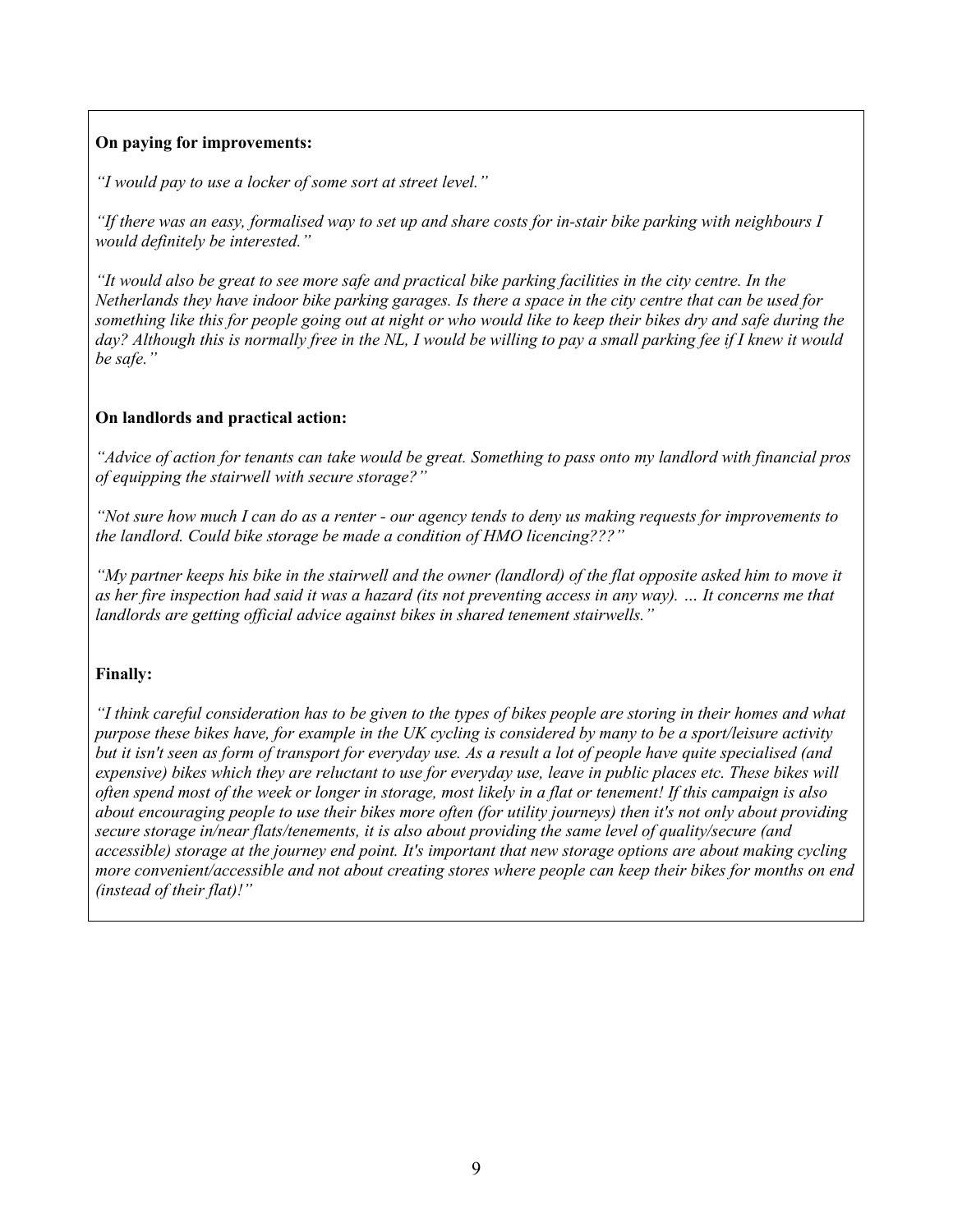**On paying for improvements:**

*"I would pay to use a locker of some sort at street level."*

*"If there was an easy, formalised way to set up and share costs for in-stair bike parking with neighbours I would definitely be interested."*

*"It would also be great to see more safe and practical bike parking facilities in the city centre. In the Netherlands they have indoor bike parking garages. Is there a space in the city centre that can be used for something like this for people going out at night or who would like to keep their bikes dry and safe during the day? Although this is normally free in the NL, I would be willing to pay a small parking fee if I knew it would be safe."*

**On landlords and practical action:**

*"Advice of action for tenants can take would be great. Something to pass onto my landlord with financial pros of equipping the stairwell with secure storage?"*

*"Not sure how much I can do as a renter - our agency tends to deny us making requests for improvements to the landlord. Could bike storage be made a condition of HMO licencing???"*

*"My partner keeps his bike in the stairwell and the owner (landlord) of the flat opposite asked him to move it as her fire inspection had said it was a hazard (its not preventing access in any way). … It concerns me that landlords are getting official advice against bikes in shared tenement stairwells."*

**Finally:**

*"I think careful consideration has to be given to the types of bikes people are storing in their homes and what purpose these bikes have, for example in the UK cycling is considered by many to be a sport/leisure activity but it isn't seen as form of transport for everyday use. As a result a lot of people have quite specialised (and expensive) bikes which they are reluctant to use for everyday use, leave in public places etc. These bikes will often spend most of the week or longer in storage, most likely in a flat or tenement! If this campaign is also about encouraging people to use their bikes more often (for utility journeys) then it's not only about providing secure storage in/near flats/tenements, it is also about providing the same level of quality/secure (and accessible) storage at the journey end point. It's important that new storage options are about making cycling more convenient/accessible and not about creating stores where people can keep their bikes for months on end (instead of their flat)!"*